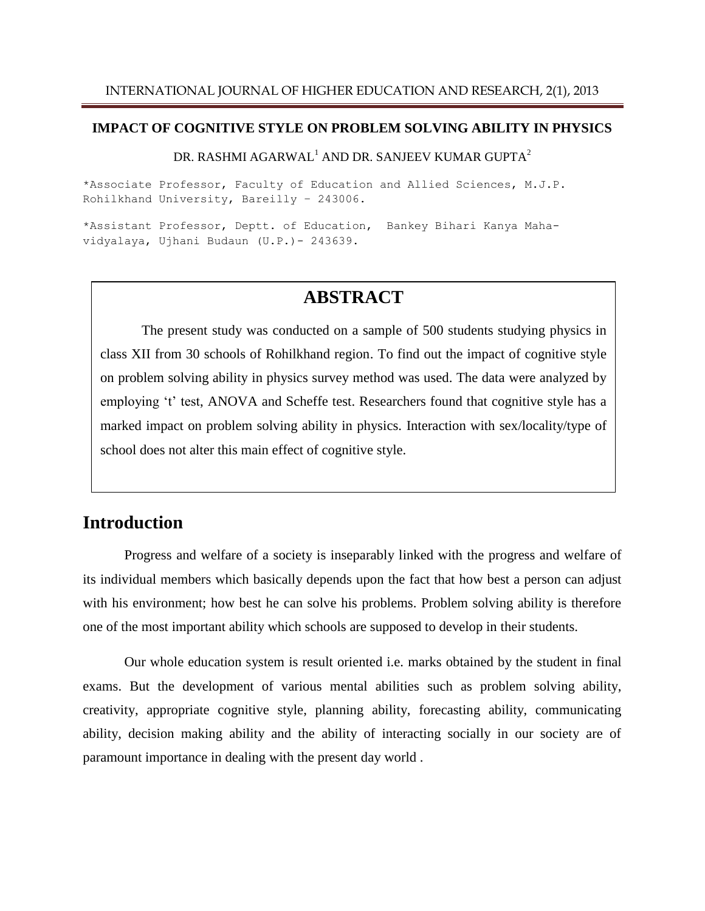# IMPACT OF COGNITIVE STYLE ON PROBLEM SOLVING ABILITY IN PHYSICS

DR. RASHMI AGARWAL[1] AND DR. SANJEEV KUMAR GUPTA[2]

*Associate Professor, Faculty of Education and Allied Sciences, M.J.P. Rohilkhand University, Bareilly – 243006.

*Assistant Professor, Deptt. of Education, Bankey Bihari Kanya Mahavidyalaya, Ujhani Budaun (U.P.)- 243639.

## ABSTRACT

The present study was conducted on a sample of 500 students studying physics in class XII from 30 schools of Rohilkhand region. To find out the impact of cognitive style on problem solving ability in physics survey method was used. The data were analyzed by employing 't' test, ANOVA and Scheffe test. Researchers found that cognitive style has a marked impact on problem solving ability in physics. Interaction with sex/locality/type of school does not alter this main effect of cognitive style.

## Introduction

Progress and welfare of a society is inseparably linked with the progress and welfare of its individual members which basically depends upon the fact that how best a person can adjust with his environment; how best he can solve his problems. Problem solving ability is therefore one of the most important ability which schools are supposed to develop in their students.

Our whole education system is result oriented i.e. marks obtained by the student in final exams. But the development of various mental abilities such as problem solving ability, creativity, appropriate cognitive style, planning ability, forecasting ability, communicating ability, decision making ability and the ability of interacting socially in our society are of paramount importance in dealing with the present day world .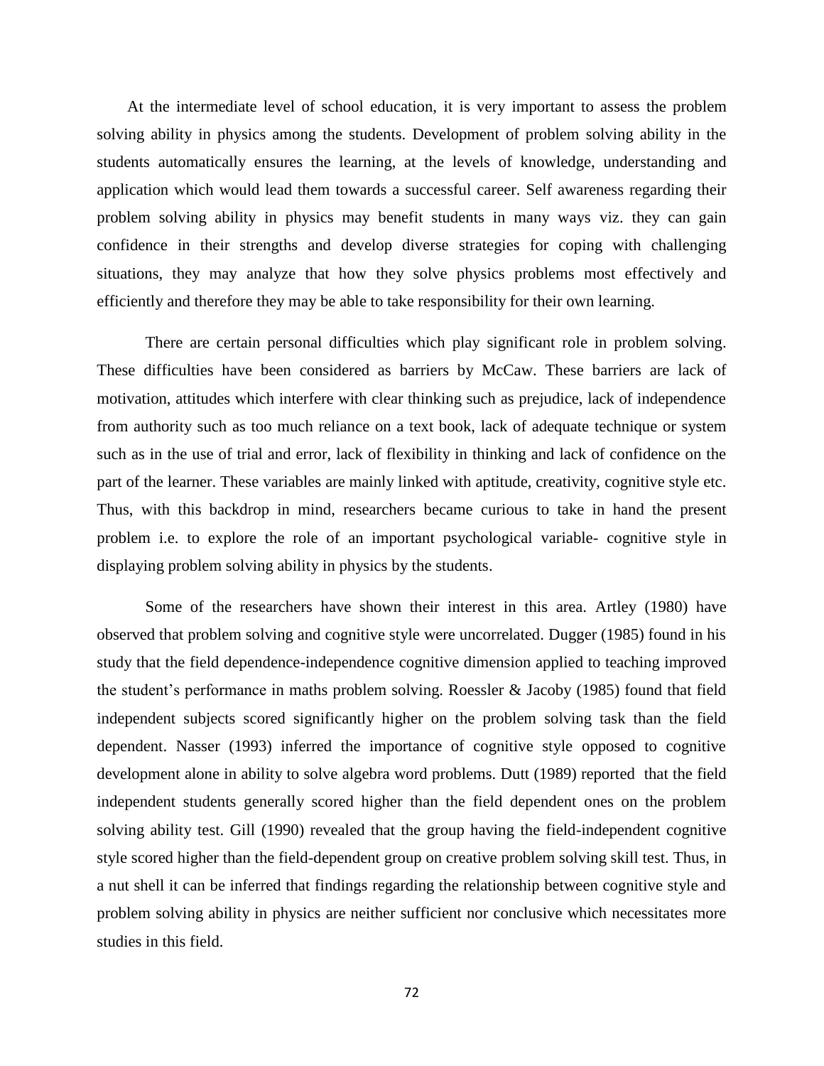At the intermediate level of school education, it is very important to assess the problem solving ability in physics among the students. Development of problem solving ability in the students automatically ensures the learning, at the levels of knowledge, understanding and application which would lead them towards a successful career. Self awareness regarding their problem solving ability in physics may benefit students in many ways viz. they can gain confidence in their strengths and develop diverse strategies for coping with challenging situations, they may analyze that how they solve physics problems most effectively and efficiently and therefore they may be able to take responsibility for their own learning.

There are certain personal difficulties which play significant role in problem solving. These difficulties have been considered as barriers by McCaw. These barriers are lack of motivation, attitudes which interfere with clear thinking such as prejudice, lack of independence from authority such as too much reliance on a text book, lack of adequate technique or system such as in the use of trial and error, lack of flexibility in thinking and lack of confidence on the part of the learner. These variables are mainly linked with aptitude, creativity, cognitive style etc. Thus, with this backdrop in mind, researchers became curious to take in hand the present problem i.e. to explore the role of an important psychological variable- cognitive style in displaying problem solving ability in physics by the students.

Some of the researchers have shown their interest in this area. Artley (1980) have observed that problem solving and cognitive style were uncorrelated. Dugger (1985) found in his study that the field dependence-independence cognitive dimension applied to teaching improved the student's performance in maths problem solving. Roessler & Jacoby (1985) found that field independent subjects scored significantly higher on the problem solving task than the field dependent. Nasser (1993) inferred the importance of cognitive style opposed to cognitive development alone in ability to solve algebra word problems. Dutt (1989) reported that the field independent students generally scored higher than the field dependent ones on the problem solving ability test. Gill (1990) revealed that the group having the field-independent cognitive style scored higher than the field-dependent group on creative problem solving skill test. Thus, in a nut shell it can be inferred that findings regarding the relationship between cognitive style and problem solving ability in physics are neither sufficient nor conclusive which necessitates more studies in this field.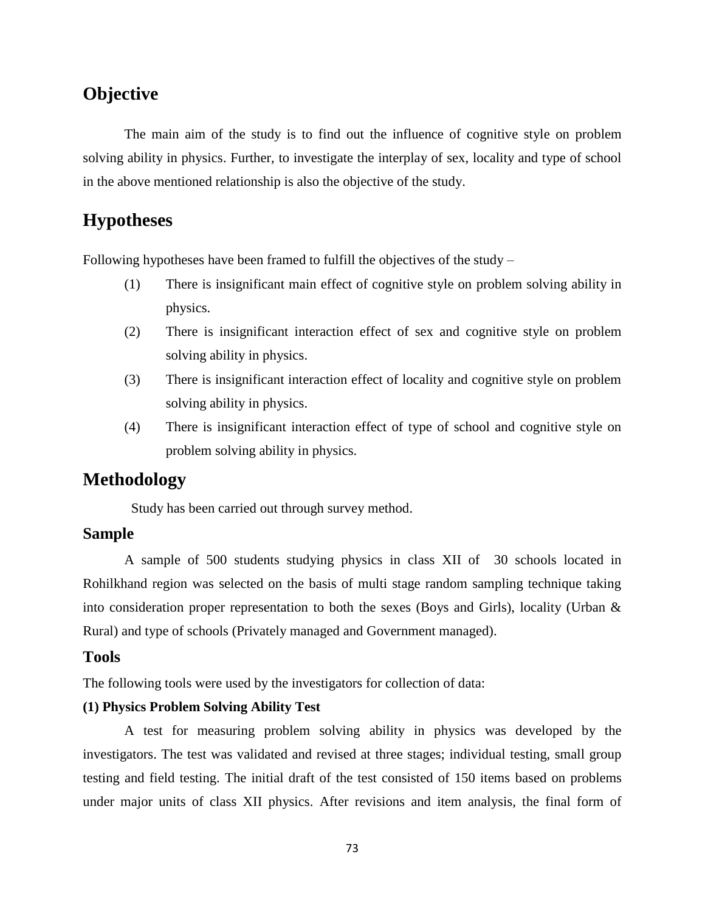## Objective

The main aim of the study is to find out the influence of cognitive style on problem solving ability in physics. Further, to investigate the interplay of sex, locality and type of school in the above mentioned relationship is also the objective of the study.

## Hypotheses

Following hypotheses have been framed to fulfill the objectives of the study –

(1) There is insignificant main effect of cognitive style on problem solving ability in physics.

(2) There is insignificant interaction effect of sex and cognitive style on problem solving ability in physics.

(3) There is insignificant interaction effect of locality and cognitive style on problem solving ability in physics.

(4) There is insignificant interaction effect of type of school and cognitive style on problem solving ability in physics.

## Methodology

Study has been carried out through survey method.

### Sample

A sample of 500 students studying physics in class XII of 30 schools located in Rohilkhand region was selected on the basis of multi stage random sampling technique taking into consideration proper representation to both the sexes (Boys and Girls), locality (Urban & Rural) and type of schools (Privately managed and Government managed).

### Tools

The following tools were used by the investigators for collection of data:

**(1) Physics Problem Solving Ability Test**

A test for measuring problem solving ability in physics was developed by the investigators. The test was validated and revised at three stages; individual testing, small group testing and field testing. The initial draft of the test consisted of 150 items based on problems under major units of class XII physics. After revisions and item analysis, the final form of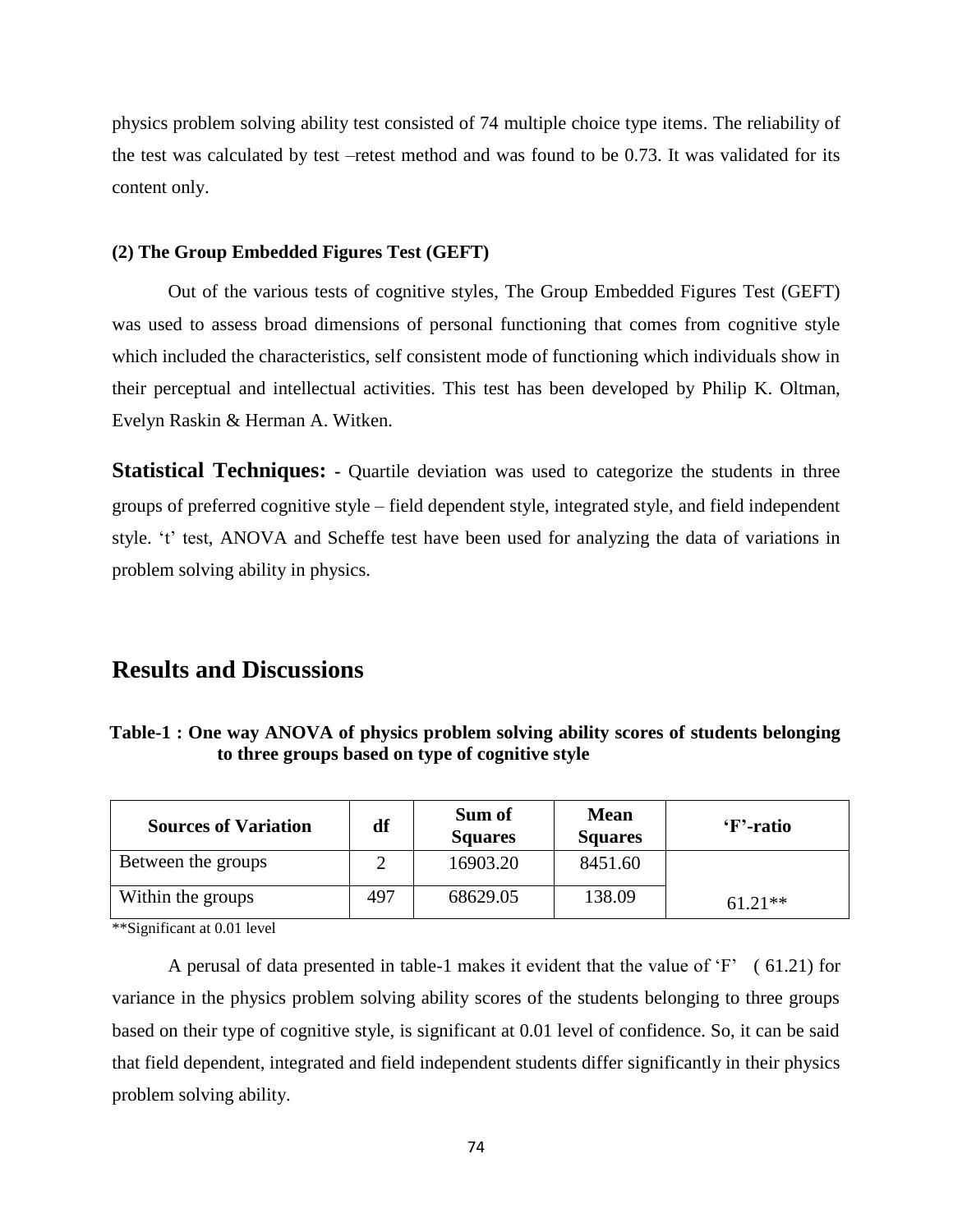physics problem solving ability test consisted of 74 multiple choice type items. The reliability of the test was calculated by test –retest method and was found to be 0.73. It was validated for its content only.

**(2) The Group Embedded Figures Test (GEFT)**

Out of the various tests of cognitive styles, The Group Embedded Figures Test (GEFT) was used to assess broad dimensions of personal functioning that comes from cognitive style which included the characteristics, self consistent mode of functioning which individuals show in their perceptual and intellectual activities. This test has been developed by Philip K. Oltman, Evelyn Raskin & Herman A. Witken.

**Statistical Techniques: -** Quartile deviation was used to categorize the students in three groups of preferred cognitive style – field dependent style, integrated style, and field independent style. 't' test, ANOVA and Scheffe test have been used for analyzing the data of variations in problem solving ability in physics.

## Results and Discussions

**Table-1 : One way ANOVA of physics problem solving ability scores of students belonging to three groups based on type of cognitive style**

| Sources of Variation | df | Sum of Squares | Mean Squares | 'F'-ratio |
|---|---|---|---|---|
| Between the groups | 2 | 16903.20 | 8451.60 | |
| Within the groups | 497 | 68629.05 | 138.09 | 61.21** |

**Significant at 0.01 level

A perusal of data presented in table-1 makes it evident that the value of 'F' ( 61.21) for variance in the physics problem solving ability scores of the students belonging to three groups based on their type of cognitive style, is significant at 0.01 level of confidence. So, it can be said that field dependent, integrated and field independent students differ significantly in their physics problem solving ability.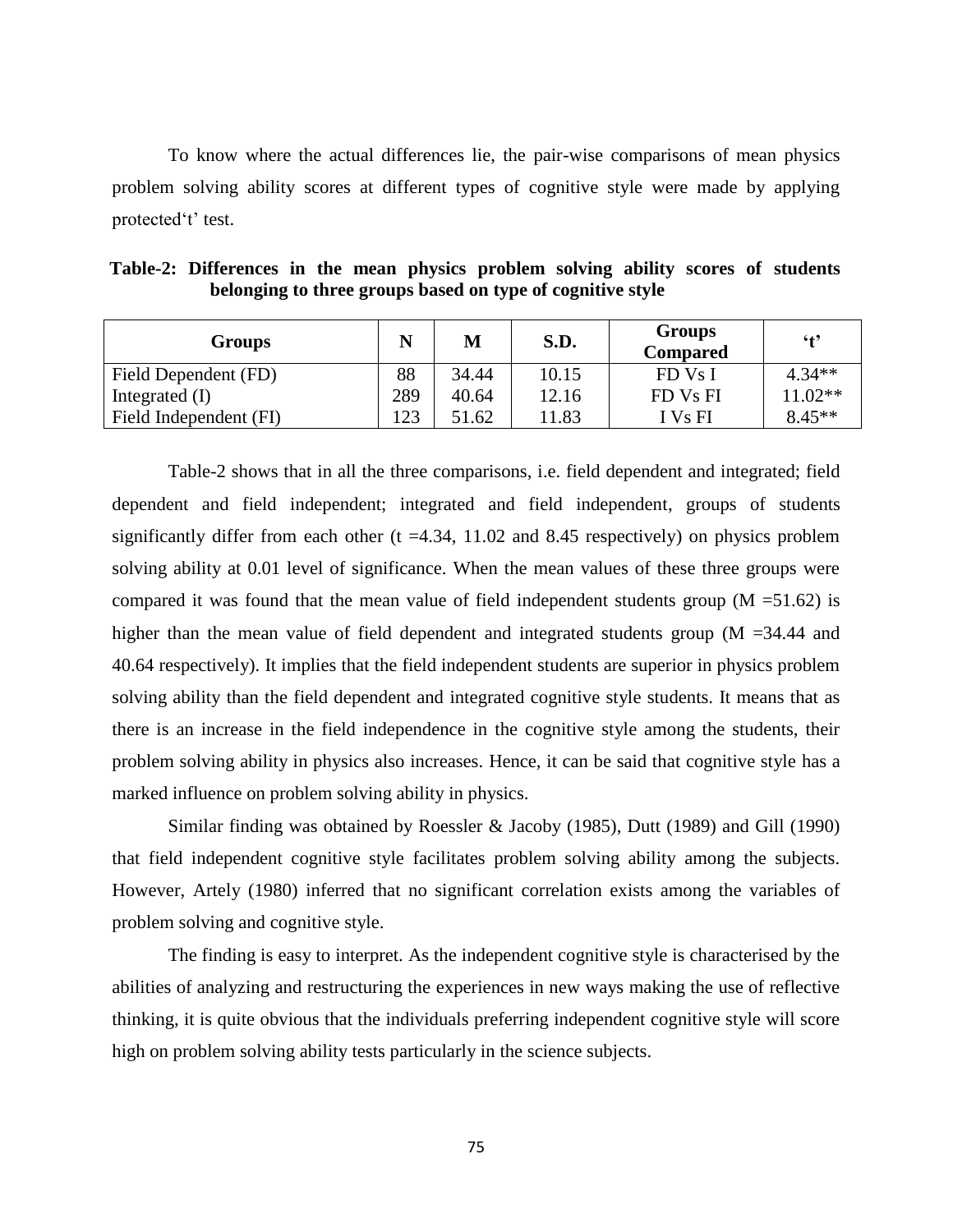To know where the actual differences lie, the pair-wise comparisons of mean physics problem solving ability scores at different types of cognitive style were made by applying protected't' test.

**Table-2: Differences in the mean physics problem solving ability scores of students belonging to three groups based on type of cognitive style**

| Groups | N | M | S.D. | Groups Compared | 't' |
|---|---|---|---|---|---|
| Field Dependent (FD) | 88 | 34.44 | 10.15 | FD Vs I | 4.34** |
| Integrated (I) | 289 | 40.64 | 12.16 | FD Vs FI | 11.02** |
| Field Independent (FI) | 123 | 51.62 | 11.83 | I Vs FI | 8.45** |

Table-2 shows that in all the three comparisons, i.e. field dependent and integrated; field dependent and field independent; integrated and field independent, groups of students significantly differ from each other (t =4.34, 11.02 and 8.45 respectively) on physics problem solving ability at 0.01 level of significance. When the mean values of these three groups were compared it was found that the mean value of field independent students group (M =51.62) is higher than the mean value of field dependent and integrated students group (M =34.44 and 40.64 respectively). It implies that the field independent students are superior in physics problem solving ability than the field dependent and integrated cognitive style students. It means that as there is an increase in the field independence in the cognitive style among the students, their problem solving ability in physics also increases. Hence, it can be said that cognitive style has a marked influence on problem solving ability in physics.

Similar finding was obtained by Roessler & Jacoby (1985), Dutt (1989) and Gill (1990) that field independent cognitive style facilitates problem solving ability among the subjects. However, Artely (1980) inferred that no significant correlation exists among the variables of problem solving and cognitive style.

The finding is easy to interpret. As the independent cognitive style is characterised by the abilities of analyzing and restructuring the experiences in new ways making the use of reflective thinking, it is quite obvious that the individuals preferring independent cognitive style will score high on problem solving ability tests particularly in the science subjects.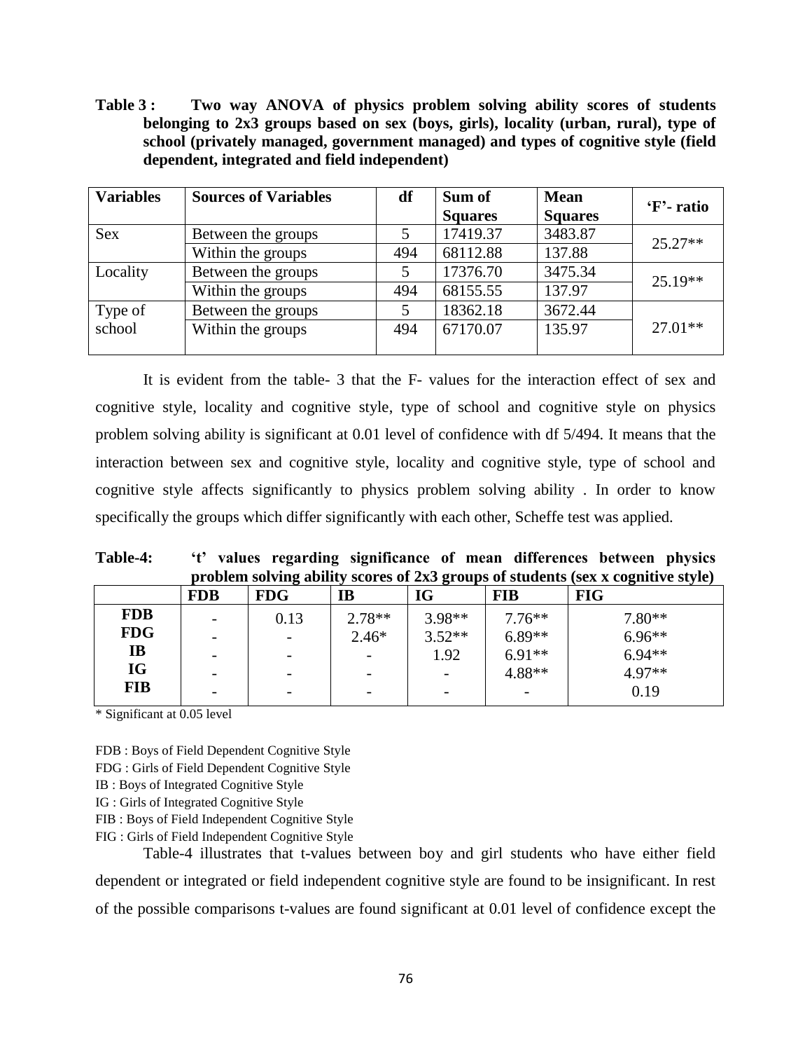**Table 3 : Two way ANOVA of physics problem solving ability scores of students belonging to 2x3 groups based on sex (boys, girls), locality (urban, rural), type of school (privately managed, government managed) and types of cognitive style (field dependent, integrated and field independent)**

| Variables | Sources of Variables | df | Sum of Squares | Mean Squares | 'F'- ratio |
|---|---|---|---|---|---|
| Sex | Between the groups | 5 | 17419.37 | 3483.87 | 25.27** |
| | Within the groups | 494 | 68112.88 | 137.88 | |
| Locality | Between the groups | 5 | 17376.70 | 3475.34 | 25.19** |
| | Within the groups | 494 | 68155.55 | 137.97 | |
| Type of school | Between the groups | 5 | 18362.18 | 3672.44 | 27.01** |
| | Within the groups | 494 | 67170.07 | 135.97 | |

It is evident from the table- 3 that the F- values for the interaction effect of sex and cognitive style, locality and cognitive style, type of school and cognitive style on physics problem solving ability is significant at 0.01 level of confidence with df 5/494. It means that the interaction between sex and cognitive style, locality and cognitive style, type of school and cognitive style affects significantly to physics problem solving ability . In order to know specifically the groups which differ significantly with each other, Scheffe test was applied.

**Table-4: 't' values regarding significance of mean differences between physics problem solving ability scores of 2x3 groups of students (sex x cognitive style)**

| | FDB | FDG | IB | IG | FIB | FIG |
|---|---|---|---|---|---|---|
| **FDB** | - | 0.13 | 2.78** | 3.98** | 7.76** | 7.80** |
| **FDG** | - | - | 2.46* | 3.52** | 6.89** | 6.96** |
| **IB** | - | - | - | 1.92 | 6.91** | 6.94** |
| **IG** | - | - | - | - | 4.88** | 4.97** |
| **FIB** | - | - | - | - | - | 0.19 |

\* Significant at 0.05 level

FDB : Boys of Field Dependent Cognitive Style
FDG : Girls of Field Dependent Cognitive Style
IB : Boys of Integrated Cognitive Style
IG : Girls of Integrated Cognitive Style
FIB : Boys of Field Independent Cognitive Style
FIG : Girls of Field Independent Cognitive Style

Table-4 illustrates that t-values between boy and girl students who have either field dependent or integrated or field independent cognitive style are found to be insignificant. In rest of the possible comparisons t-values are found significant at 0.01 level of confidence except the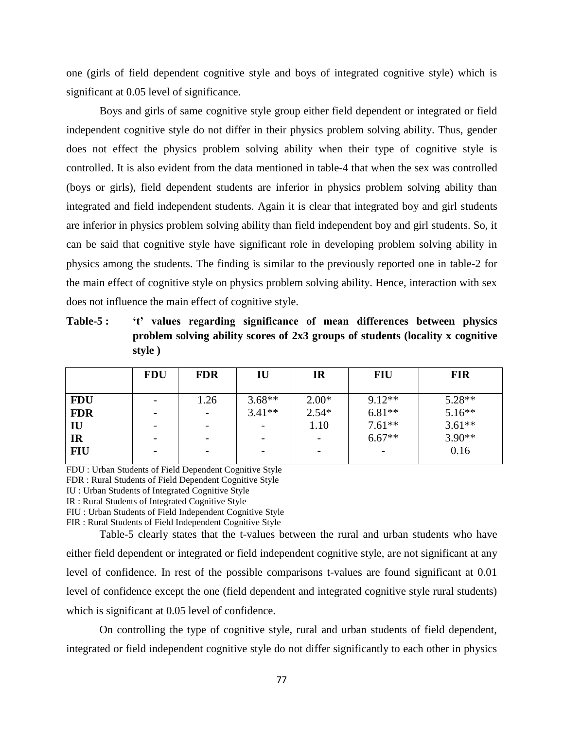one (girls of field dependent cognitive style and boys of integrated cognitive style) which is significant at 0.05 level of significance.

Boys and girls of same cognitive style group either field dependent or integrated or field independent cognitive style do not differ in their physics problem solving ability. Thus, gender does not effect the physics problem solving ability when their type of cognitive style is controlled. It is also evident from the data mentioned in table-4 that when the sex was controlled (boys or girls), field dependent students are inferior in physics problem solving ability than integrated and field independent students. Again it is clear that integrated boy and girl students are inferior in physics problem solving ability than field independent boy and girl students. So, it can be said that cognitive style have significant role in developing problem solving ability in physics among the students. The finding is similar to the previously reported one in table-2 for the main effect of cognitive style on physics problem solving ability. Hence, interaction with sex does not influence the main effect of cognitive style.

**Table-5 : 't' values regarding significance of mean differences between physics problem solving ability scores of 2x3 groups of students (locality x cognitive style )**

| | FDU | FDR | IU | IR | FIU | FIR |
|---|---|---|---|---|---|---|
| **FDU** | - | 1.26 | 3.68** | 2.00* | 9.12** | 5.28** |
| **FDR** | - | - | 3.41** | 2.54* | 6.81** | 5.16** |
| **IU** | - | - | - | 1.10 | 7.61** | 3.61** |
| **IR** | - | - | - | - | 6.67** | 3.90** |
| **FIU** | - | - | - | - | - | 0.16 |

FDU : Urban Students of Field Dependent Cognitive Style
FDR : Rural Students of Field Dependent Cognitive Style
IU : Urban Students of Integrated Cognitive Style
IR : Rural Students of Integrated Cognitive Style
FIU : Urban Students of Field Independent Cognitive Style
FIR : Rural Students of Field Independent Cognitive Style

Table-5 clearly states that the t-values between the rural and urban students who have either field dependent or integrated or field independent cognitive style, are not significant at any level of confidence. In rest of the possible comparisons t-values are found significant at 0.01 level of confidence except the one (field dependent and integrated cognitive style rural students) which is significant at 0.05 level of confidence.

On controlling the type of cognitive style, rural and urban students of field dependent, integrated or field independent cognitive style do not differ significantly to each other in physics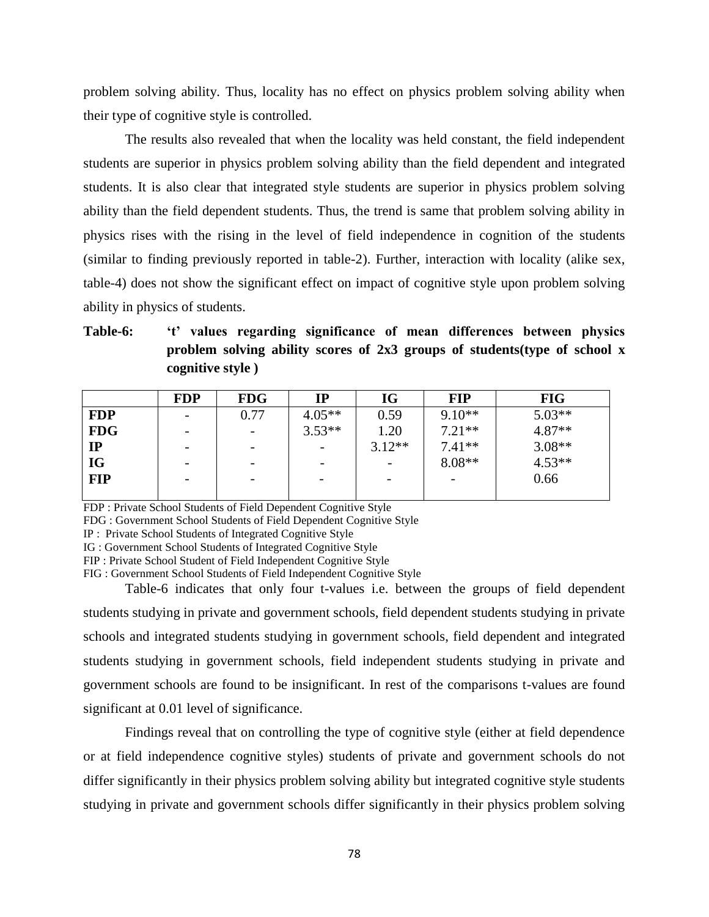problem solving ability. Thus, locality has no effect on physics problem solving ability when their type of cognitive style is controlled.

The results also revealed that when the locality was held constant, the field independent students are superior in physics problem solving ability than the field dependent and integrated students. It is also clear that integrated style students are superior in physics problem solving ability than the field dependent students. Thus, the trend is same that problem solving ability in physics rises with the rising in the level of field independence in cognition of the students (similar to finding previously reported in table-2). Further, interaction with locality (alike sex, table-4) does not show the significant effect on impact of cognitive style upon problem solving ability in physics of students.

**Table-6: 't' values regarding significance of mean differences between physics problem solving ability scores of 2x3 groups of students(type of school x cognitive style )**

| | FDP | FDG | IP | IG | FIP | FIG |
|---|---|---|---|---|---|---|
| **FDP** | - | 0.77 | 4.05** | 0.59 | 9.10** | 5.03** |
| **FDG** | - | - | 3.53** | 1.20 | 7.21** | 4.87** |
| **IP** | - | - | - | 3.12** | 7.41** | 3.08** |
| **IG** | - | - | - | - | 8.08** | 4.53** |
| **FIP** | - | - | - | - | - | 0.66 |

FDP : Private School Students of Field Dependent Cognitive Style
FDG : Government School Students of Field Dependent Cognitive Style
IP : Private School Students of Integrated Cognitive Style
IG : Government School Students of Integrated Cognitive Style
FIP : Private School Student of Field Independent Cognitive Style
FIG : Government School Students of Field Independent Cognitive Style

Table-6 indicates that only four t-values i.e. between the groups of field dependent students studying in private and government schools, field dependent students studying in private schools and integrated students studying in government schools, field dependent and integrated students studying in government schools, field independent students studying in private and government schools are found to be insignificant. In rest of the comparisons t-values are found significant at 0.01 level of significance.

Findings reveal that on controlling the type of cognitive style (either at field dependence or at field independence cognitive styles) students of private and government schools do not differ significantly in their physics problem solving ability but integrated cognitive style students studying in private and government schools differ significantly in their physics problem solving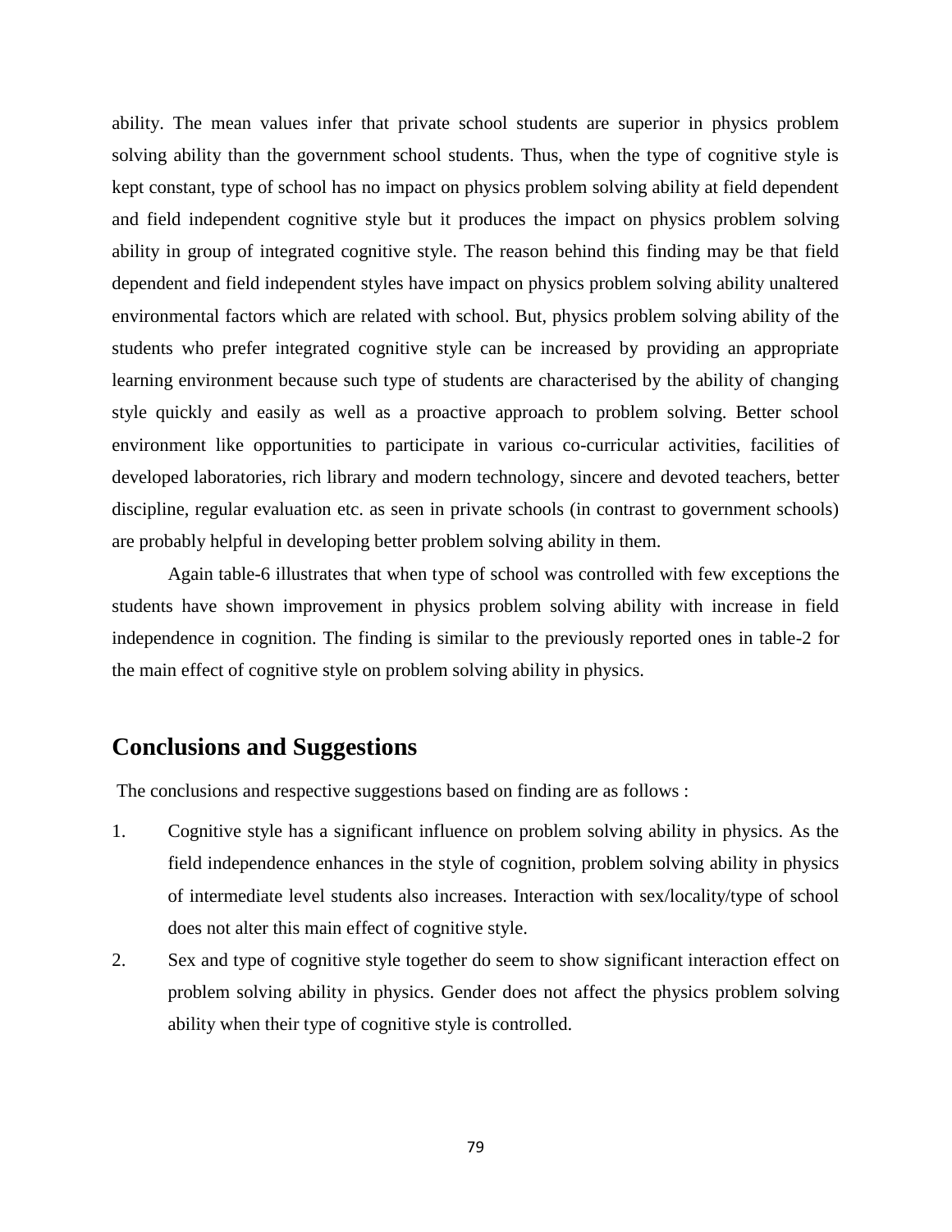ability. The mean values infer that private school students are superior in physics problem solving ability than the government school students. Thus, when the type of cognitive style is kept constant, type of school has no impact on physics problem solving ability at field dependent and field independent cognitive style but it produces the impact on physics problem solving ability in group of integrated cognitive style. The reason behind this finding may be that field dependent and field independent styles have impact on physics problem solving ability unaltered environmental factors which are related with school. But, physics problem solving ability of the students who prefer integrated cognitive style can be increased by providing an appropriate learning environment because such type of students are characterised by the ability of changing style quickly and easily as well as a proactive approach to problem solving. Better school environment like opportunities to participate in various co-curricular activities, facilities of developed laboratories, rich library and modern technology, sincere and devoted teachers, better discipline, regular evaluation etc. as seen in private schools (in contrast to government schools) are probably helpful in developing better problem solving ability in them.

Again table-6 illustrates that when type of school was controlled with few exceptions the students have shown improvement in physics problem solving ability with increase in field independence in cognition. The finding is similar to the previously reported ones in table-2 for the main effect of cognitive style on problem solving ability in physics.

## Conclusions and Suggestions

The conclusions and respective suggestions based on finding are as follows :

1. Cognitive style has a significant influence on problem solving ability in physics. As the field independence enhances in the style of cognition, problem solving ability in physics of intermediate level students also increases. Interaction with sex/locality/type of school does not alter this main effect of cognitive style.
2. Sex and type of cognitive style together do seem to show significant interaction effect on problem solving ability in physics. Gender does not affect the physics problem solving ability when their type of cognitive style is controlled.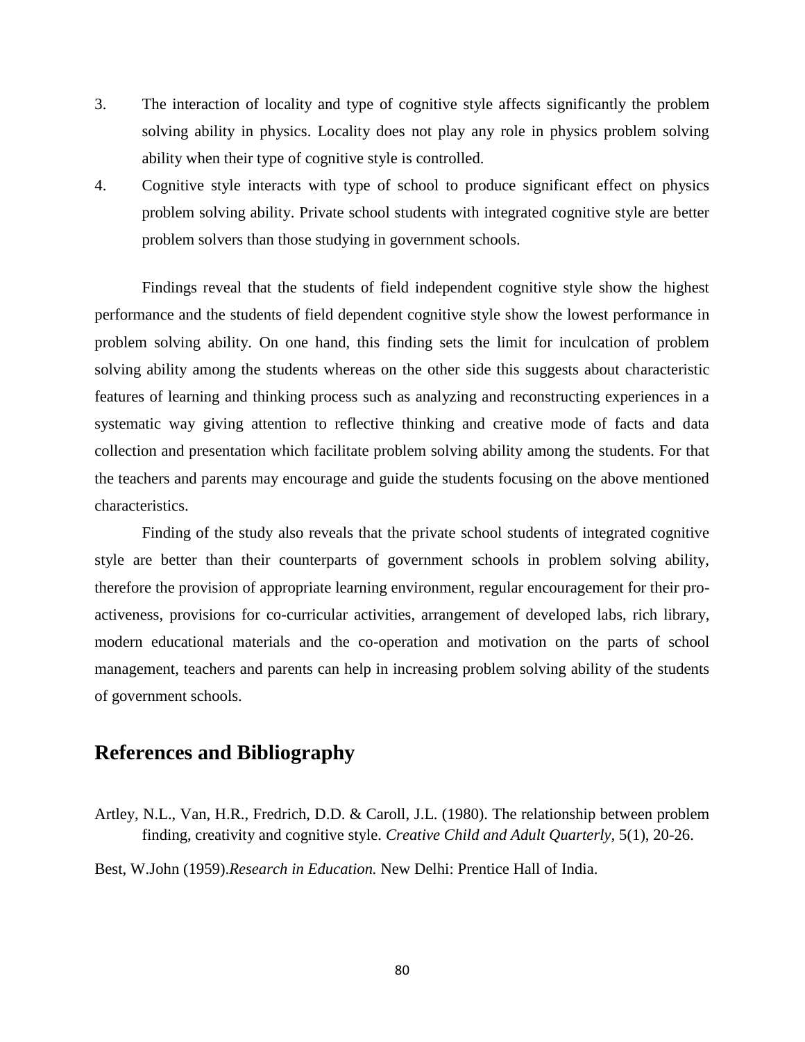3. The interaction of locality and type of cognitive style affects significantly the problem solving ability in physics. Locality does not play any role in physics problem solving ability when their type of cognitive style is controlled.
4. Cognitive style interacts with type of school to produce significant effect on physics problem solving ability. Private school students with integrated cognitive style are better problem solvers than those studying in government schools.

Findings reveal that the students of field independent cognitive style show the highest performance and the students of field dependent cognitive style show the lowest performance in problem solving ability. On one hand, this finding sets the limit for inculcation of problem solving ability among the students whereas on the other side this suggests about characteristic features of learning and thinking process such as analyzing and reconstructing experiences in a systematic way giving attention to reflective thinking and creative mode of facts and data collection and presentation which facilitate problem solving ability among the students. For that the teachers and parents may encourage and guide the students focusing on the above mentioned characteristics.

Finding of the study also reveals that the private school students of integrated cognitive style are better than their counterparts of government schools in problem solving ability, therefore the provision of appropriate learning environment, regular encouragement for their pro-activeness, provisions for co-curricular activities, arrangement of developed labs, rich library, modern educational materials and the co-operation and motivation on the parts of school management, teachers and parents can help in increasing problem solving ability of the students of government schools.

## References and Bibliography

Artley, N.L., Van, H.R., Fredrich, D.D. & Caroll, J.L. (1980). The relationship between problem finding, creativity and cognitive style. *Creative Child and Adult Quarterly*, 5(1), 20-26.

Best, W.John (1959).*Research in Education.* New Delhi: Prentice Hall of India.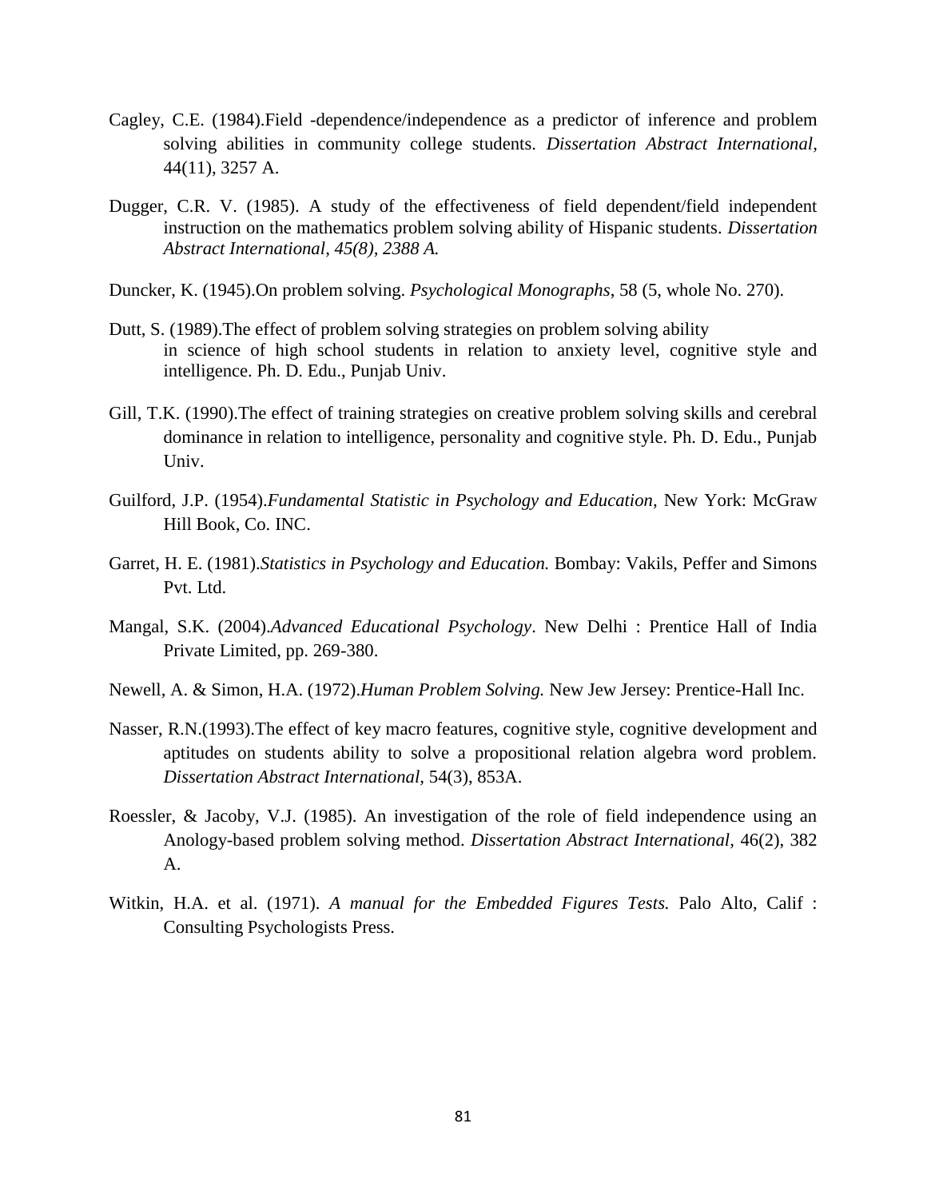Cagley, C.E. (1984).Field -dependence/independence as a predictor of inference and problem solving abilities in community college students. *Dissertation Abstract International,* 44(11), 3257 A.

Dugger, C.R. V. (1985). A study of the effectiveness of field dependent/field independent instruction on the mathematics problem solving ability of Hispanic students. *Dissertation Abstract International, 45(8), 2388 A.*

Duncker, K. (1945).On problem solving. *Psychological Monographs*, 58 (5, whole No. 270).

Dutt, S. (1989).The effect of problem solving strategies on problem solving ability in science of high school students in relation to anxiety level, cognitive style and intelligence. Ph. D. Edu., Punjab Univ.

Gill, T.K. (1990).The effect of training strategies on creative problem solving skills and cerebral dominance in relation to intelligence, personality and cognitive style. Ph. D. Edu., Punjab Univ.

Guilford, J.P. (1954).*Fundamental Statistic in Psychology and Education,* New York: McGraw Hill Book, Co. INC.

Garret, H. E. (1981).*Statistics in Psychology and Education.* Bombay: Vakils, Peffer and Simons Pvt. Ltd.

Mangal, S.K. (2004).*Advanced Educational Psychology*. New Delhi : Prentice Hall of India Private Limited, pp. 269-380.

Newell, A. & Simon, H.A. (1972).*Human Problem Solving.* New Jew Jersey: Prentice-Hall Inc.

Nasser, R.N.(1993).The effect of key macro features, cognitive style, cognitive development and aptitudes on students ability to solve a propositional relation algebra word problem. *Dissertation Abstract International,* 54(3), 853A.

Roessler, & Jacoby, V.J. (1985). An investigation of the role of field independence using an Anology-based problem solving method. *Dissertation Abstract International,* 46(2), 382 A.

Witkin, H.A. et al. (1971). *A manual for the Embedded Figures Tests.* Palo Alto, Calif : Consulting Psychologists Press.